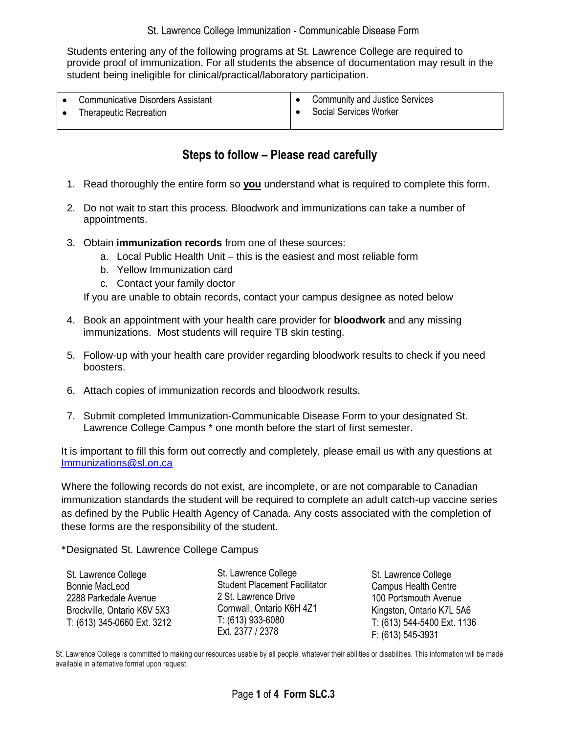# St. Lawrence College Immunization - Communicable Disease Form

Students entering any of the following programs at St. Lawrence College are required to provide proof of immunization. For all students the absence of documentation may result in the student being ineligible for clinical/practical/laboratory participation.

| | |
|---|---|
| • Communicative Disorders Assistant<br>• Therapeutic Recreation | • Community and Justice Services<br>• Social Services Worker |

## Steps to follow – Please read carefully

1. Read thoroughly the entire form so **you** understand what is required to complete this form.
2. Do not wait to start this process. Bloodwork and immunizations can take a number of appointments.
3. Obtain **immunization records** from one of these sources:
   a. Local Public Health Unit – this is the easiest and most reliable form
   b. Yellow Immunization card
   c. Contact your family doctor

   If you are unable to obtain records, contact your campus designee as noted below
4. Book an appointment with your health care provider for **bloodwork** and any missing immunizations. Most students will require TB skin testing.
5. Follow-up with your health care provider regarding bloodwork results to check if you need boosters.
6. Attach copies of immunization records and bloodwork results.
7. Submit completed Immunization-Communicable Disease Form to your designated St. Lawrence College Campus * one month before the start of first semester.

It is important to fill this form out correctly and completely, please email us with any questions at Immunizations@sl.on.ca

Where the following records do not exist, are incomplete, or are not comparable to Canadian immunization standards the student will be required to complete an adult catch-up vaccine series as defined by the Public Health Agency of Canada. Any costs associated with the completion of these forms are the responsibility of the student.

*Designated St. Lawrence College Campus

St. Lawrence College
Bonnie MacLeod
2288 Parkedale Avenue
Brockville, Ontario K6V 5X3
T: (613) 345-0660 Ext. 3212

St. Lawrence College
Student Placement Facilitator
2 St. Lawrence Drive
Cornwall, Ontario K6H 4Z1
T: (613) 933-6080
Ext. 2377 / 2378

St. Lawrence College
Campus Health Centre
100 Portsmouth Avenue
Kingston, Ontario K7L 5A6
T: (613) 544-5400 Ext. 1136
F: (613) 545-3931

St. Lawrence College is committed to making our resources usable by all people, whatever their abilities or disabilities. This information will be made available in alternative format upon request.

Form SLC.3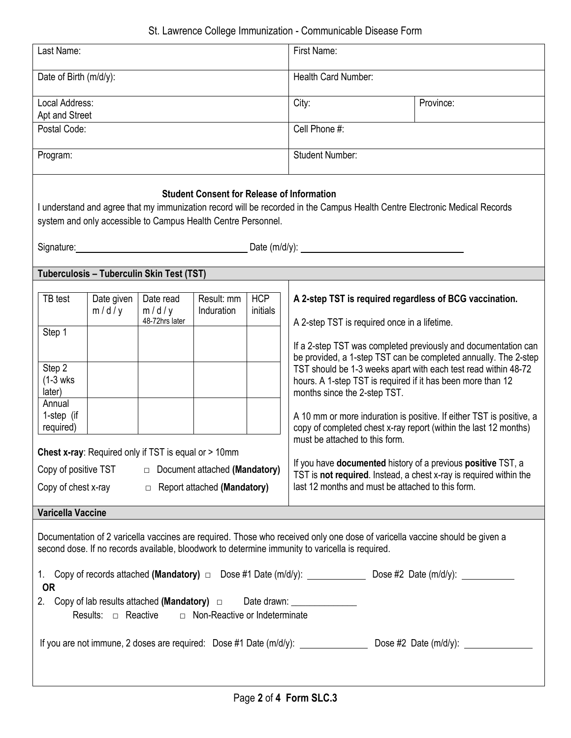# St. Lawrence College Immunization - Communicable Disease Form

| Last Name: | First Name: | |
|---|---|---|
| Date of Birth (m/d/y): | Health Card Number: | |
| Local Address: Apt and Street | City: | Province: |
| Postal Code: | Cell Phone #: | |
| Program: | Student Number: | |

**Student Consent for Release of Information**

I understand and agree that my immunization record will be recorded in the Campus Health Centre Electronic Medical Records system and only accessible to Campus Health Centre Personnel.

Signature:\_\_\_\_\_\_\_\_\_\_\_\_\_\_\_\_\_\_\_\_\_\_\_\_\_\_\_\_\_\_ Date (m/d/y): \_\_\_\_\_\_\_\_\_\_\_\_\_\_\_\_\_\_\_\_\_\_\_\_\_\_\_\_\_\_

## Tuberculosis – Tuberculin Skin Test (TST)

| TB test | Date given m / d / y | Date read m / d / y 48-72hrs later | Result: mm Induration | HCP initials |
|---|---|---|---|---|
| Step 1 | | | | |
| Step 2 (1-3 wks later) | | | | |
| Annual 1-step (if required) | | | | |

**Chest x-ray**: Required only if TST is equal or > 10mm

Copy of positive TST □ Document attached **(Mandatory)**

Copy of chest x-ray □ Report attached **(Mandatory)**

**A 2-step TST is required regardless of BCG vaccination.**

A 2-step TST is required once in a lifetime.

If a 2-step TST was completed previously and documentation can be provided, a 1-step TST can be completed annually. The 2-step TST should be 1-3 weeks apart with each test read within 48-72 hours. A 1-step TST is required if it has been more than 12 months since the 2-step TST.

A 10 mm or more induration is positive. If either TST is positive, a copy of completed chest x-ray report (within the last 12 months) must be attached to this form.

If you have **documented** history of a previous **positive** TST, a TST is **not required**. Instead, a chest x-ray is required within the last 12 months and must be attached to this form.

## Varicella Vaccine

Documentation of 2 varicella vaccines are required. Those who received only one dose of varicella vaccine should be given a second dose. If no records available, bloodwork to determine immunity to varicella is required.

1. Copy of records attached **(Mandatory)** □ Dose #1 Date (m/d/y): \_\_\_\_\_\_\_\_\_\_\_\_ Dose #2 Date (m/d/y): \_\_\_\_\_\_\_\_\_\_\_

**OR**

2. Copy of lab results attached **(Mandatory)** □ Date drawn: \_\_\_\_\_\_\_\_\_\_\_\_\_\_
   Results: □ Reactive □ Non-Reactive or Indeterminate

If you are not immune, 2 doses are required: Dose #1 Date (m/d/y): \_\_\_\_\_\_\_\_\_\_\_\_\_\_ Dose #2 Date (m/d/y): \_\_\_\_\_\_\_\_\_\_\_\_\_\_

Form SLC.3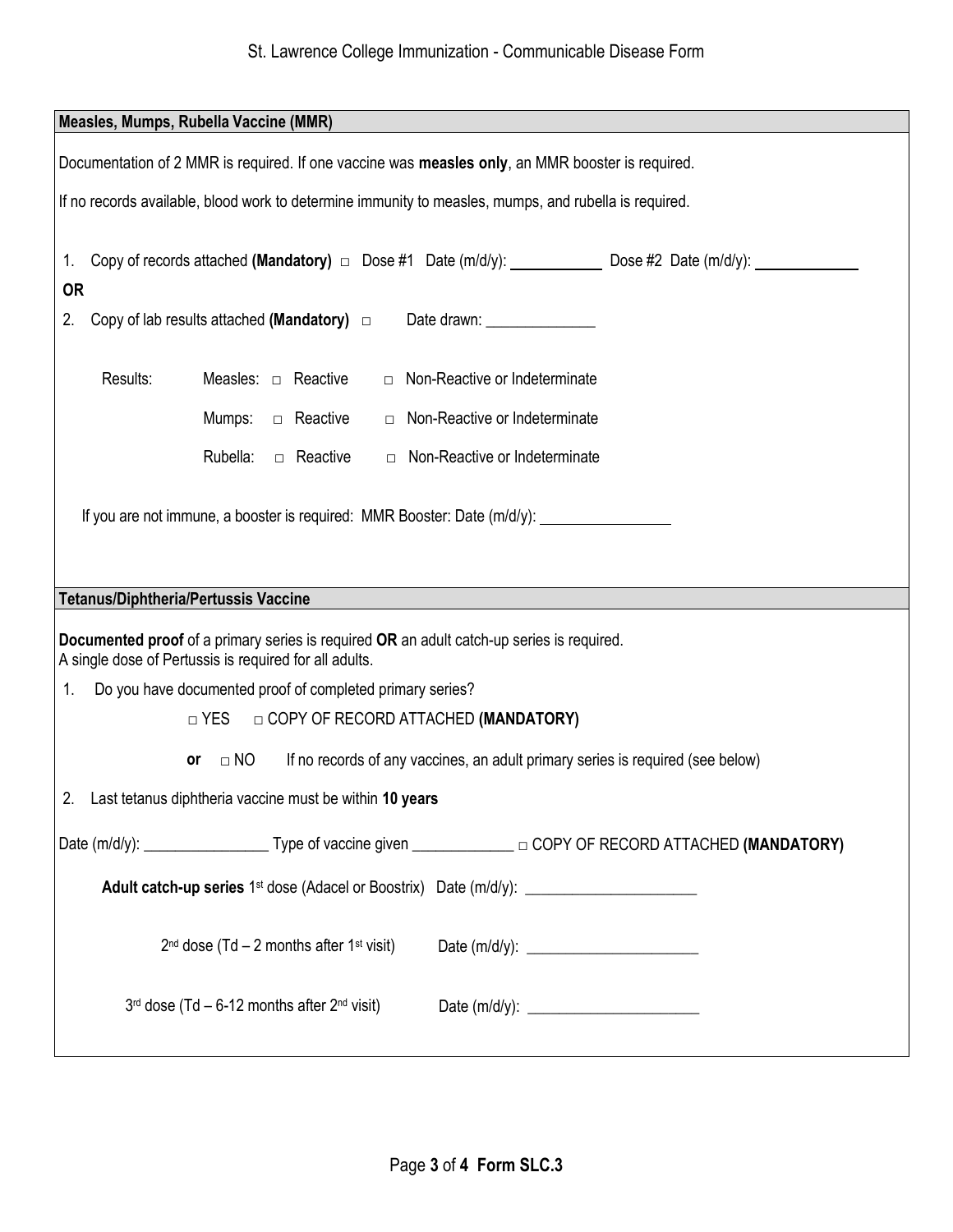## Measles, Mumps, Rubella Vaccine (MMR)

Documentation of 2 MMR is required. If one vaccine was **measles only**, an MMR booster is required.

If no records available, blood work to determine immunity to measles, mumps, and rubella is required.

1. Copy of records attached **(Mandatory)** □ Dose #1 Date (m/d/y): ___________ Dose #2 Date (m/d/y): ___________

**OR**

2. Copy of lab results attached **(Mandatory)** □ Date drawn: _____________

| Results: | | | |
|---|---|---|---|
| | Measles: | □ Reactive | □ Non-Reactive or Indeterminate |
| | Mumps: | □ Reactive | □ Non-Reactive or Indeterminate |
| | Rubella: | □ Reactive | □ Non-Reactive or Indeterminate |

If you are not immune, a booster is required: MMR Booster: Date (m/d/y): ________________

## Tetanus/Diphtheria/Pertussis Vaccine

**Documented proof** of a primary series is required **OR** an adult catch-up series is required.
A single dose of Pertussis is required for all adults.

1. Do you have documented proof of completed primary series?

   □ YES □ COPY OF RECORD ATTACHED **(MANDATORY)**

   **or** □ NO If no records of any vaccines, an adult primary series is required (see below)

2. Last tetanus diphtheria vaccine must be within **10 years**

Date (m/d/y): ________________ Type of vaccine given _____________ □ COPY OF RECORD ATTACHED **(MANDATORY)**

**Adult catch-up series** 1st dose (Adacel or Boostrix) Date (m/d/y): ______________________

2nd dose (Td – 2 months after 1st visit) Date (m/d/y): ______________________

3rd dose (Td – 6-12 months after 2nd visit) Date (m/d/y): ______________________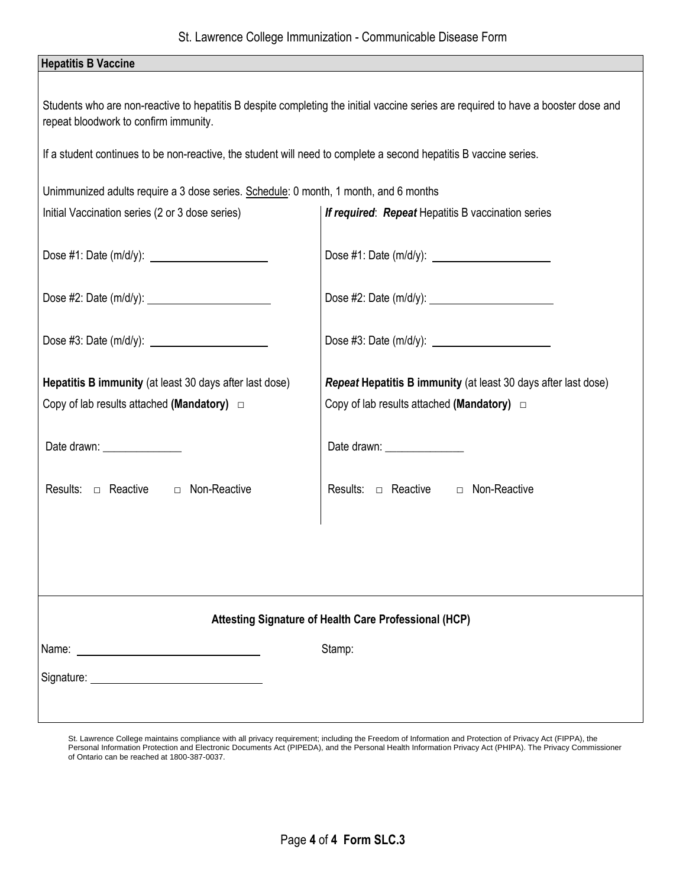St. Lawrence College Immunization - Communicable Disease Form

## Hepatitis B Vaccine

Students who are non-reactive to hepatitis B despite completing the initial vaccine series are required to have a booster dose and repeat bloodwork to confirm immunity.

If a student continues to be non-reactive, the student will need to complete a second hepatitis B vaccine series.

Unimmunized adults require a 3 dose series. Schedule: 0 month, 1 month, and 6 months

| Initial Vaccination series (2 or 3 dose series) | ***If required***: ***Repeat*** Hepatitis B vaccination series |
|---|---|
| Dose #1: Date (m/d/y): ____________________ | Dose #1: Date (m/d/y): ____________________ |
| Dose #2: Date (m/d/y): ____________________ | Dose #2: Date (m/d/y): ____________________ |
| Dose #3: Date (m/d/y): ____________________ | Dose #3: Date (m/d/y): ____________________ |
| **Hepatitis B immunity** (at least 30 days after last dose) | ***Repeat* Hepatitis B immunity** (at least 30 days after last dose) |
| Copy of lab results attached **(Mandatory)** □ | Copy of lab results attached **(Mandatory)** □ |
| Date drawn: ______________ | Date drawn: ______________ |
| Results: □ Reactive □ Non-Reactive | Results: □ Reactive □ Non-Reactive |

### Attesting Signature of Health Care Professional (HCP)

Name: ______________________________ Stamp:

Signature: ______________________________

St. Lawrence College maintains compliance with all privacy requirement; including the Freedom of Information and Protection of Privacy Act (FIPPA), the Personal Information Protection and Electronic Documents Act (PIPEDA), and the Personal Health Information Privacy Act (PHIPA). The Privacy Commissioner of Ontario can be reached at 1800-387-0037.

Form SLC.3